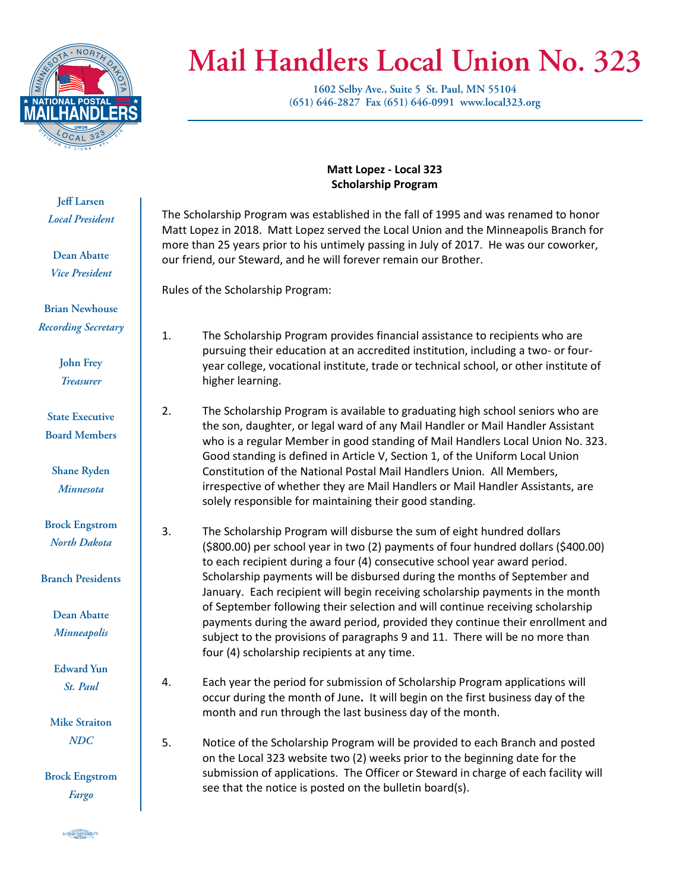# Mail Handlers Local Union No. 323

**1602 Selby Ave., Suite 5 St. Paul, MN 55104**
**(651) 646-2827 Fax (651) 646-0991 www.local323.org**

**Jeff Larsen**
*Local President*

**Dean Abatte**
*Vice President*

**Brian Newhouse**
*Recording Secretary*

**John Frey**
*Treasurer*

**State Executive Board Members**

**Shane Ryden**
*Minnesota*

**Brock Engstrom**
*North Dakota*

**Branch Presidents**

**Dean Abatte**
*Minneapolis*

**Edward Yun**
*St. Paul*

**Mike Straiton**
*NDC*

**Brock Engstrom**
*Fargo*

**Matt Lopez - Local 323**
**Scholarship Program**

The Scholarship Program was established in the fall of 1995 and was renamed to honor Matt Lopez in 2018. Matt Lopez served the Local Union and the Minneapolis Branch for more than 25 years prior to his untimely passing in July of 2017. He was our coworker, our friend, our Steward, and he will forever remain our Brother.

Rules of the Scholarship Program:

1. The Scholarship Program provides financial assistance to recipients who are pursuing their education at an accredited institution, including a two- or four-year college, vocational institute, trade or technical school, or other institute of higher learning.

2. The Scholarship Program is available to graduating high school seniors who are the son, daughter, or legal ward of any Mail Handler or Mail Handler Assistant who is a regular Member in good standing of Mail Handlers Local Union No. 323. Good standing is defined in Article V, Section 1, of the Uniform Local Union Constitution of the National Postal Mail Handlers Union. All Members, irrespective of whether they are Mail Handlers or Mail Handler Assistants, are solely responsible for maintaining their good standing.

3. The Scholarship Program will disburse the sum of eight hundred dollars ($800.00) per school year in two (2) payments of four hundred dollars ($400.00) to each recipient during a four (4) consecutive school year award period. Scholarship payments will be disbursed during the months of September and January. Each recipient will begin receiving scholarship payments in the month of September following their selection and will continue receiving scholarship payments during the award period, provided they continue their enrollment and subject to the provisions of paragraphs 9 and 11. There will be no more than four (4) scholarship recipients at any time.

4. Each year the period for submission of Scholarship Program applications will occur during the month of June**.** It will begin on the first business day of the month and run through the last business day of the month.

5. Notice of the Scholarship Program will be provided to each Branch and posted on the Local 323 website two (2) weeks prior to the beginning date for the submission of applications. The Officer or Steward in charge of each facility will see that the notice is posted on the bulletin board(s).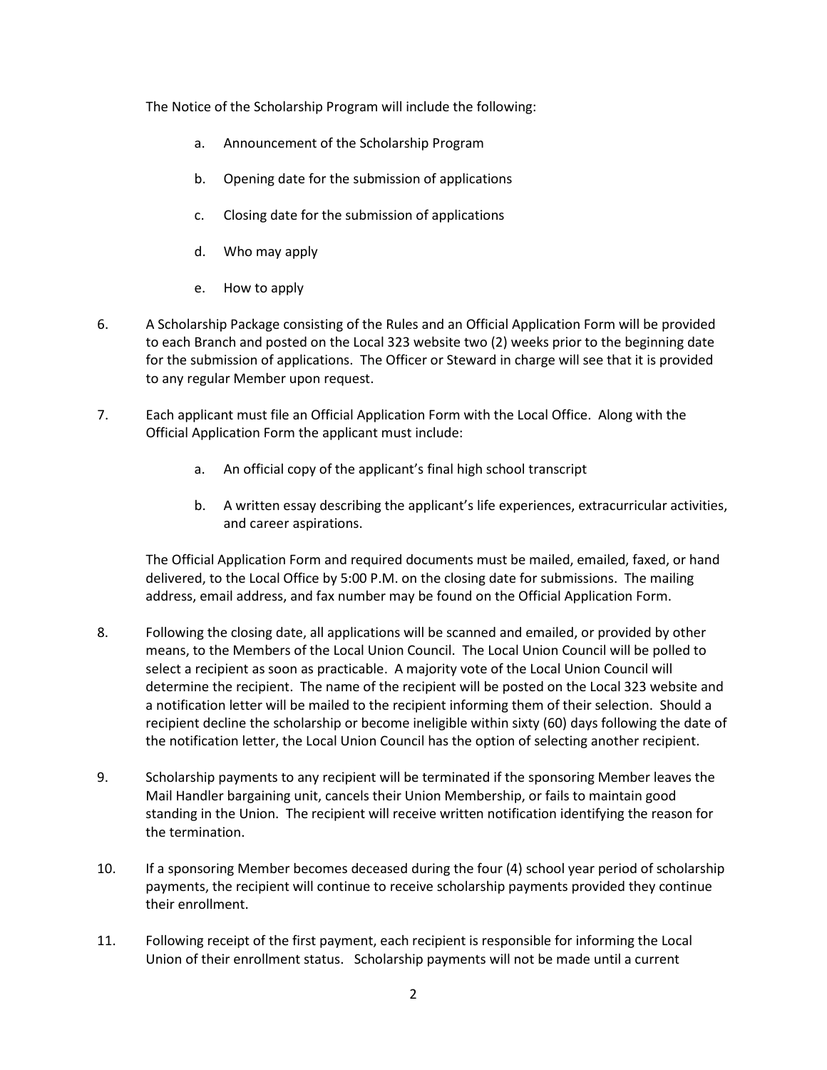The Notice of the Scholarship Program will include the following:

a. Announcement of the Scholarship Program

b. Opening date for the submission of applications

c. Closing date for the submission of applications

d. Who may apply

e. How to apply

6. A Scholarship Package consisting of the Rules and an Official Application Form will be provided to each Branch and posted on the Local 323 website two (2) weeks prior to the beginning date for the submission of applications. The Officer or Steward in charge will see that it is provided to any regular Member upon request.

7. Each applicant must file an Official Application Form with the Local Office. Along with the Official Application Form the applicant must include:

   a. An official copy of the applicant's final high school transcript

   b. A written essay describing the applicant's life experiences, extracurricular activities, and career aspirations.

   The Official Application Form and required documents must be mailed, emailed, faxed, or hand delivered, to the Local Office by 5:00 P.M. on the closing date for submissions. The mailing address, email address, and fax number may be found on the Official Application Form.

8. Following the closing date, all applications will be scanned and emailed, or provided by other means, to the Members of the Local Union Council. The Local Union Council will be polled to select a recipient as soon as practicable. A majority vote of the Local Union Council will determine the recipient. The name of the recipient will be posted on the Local 323 website and a notification letter will be mailed to the recipient informing them of their selection. Should a recipient decline the scholarship or become ineligible within sixty (60) days following the date of the notification letter, the Local Union Council has the option of selecting another recipient.

9. Scholarship payments to any recipient will be terminated if the sponsoring Member leaves the Mail Handler bargaining unit, cancels their Union Membership, or fails to maintain good standing in the Union. The recipient will receive written notification identifying the reason for the termination.

10. If a sponsoring Member becomes deceased during the four (4) school year period of scholarship payments, the recipient will continue to receive scholarship payments provided they continue their enrollment.

11. Following receipt of the first payment, each recipient is responsible for informing the Local Union of their enrollment status. Scholarship payments will not be made until a current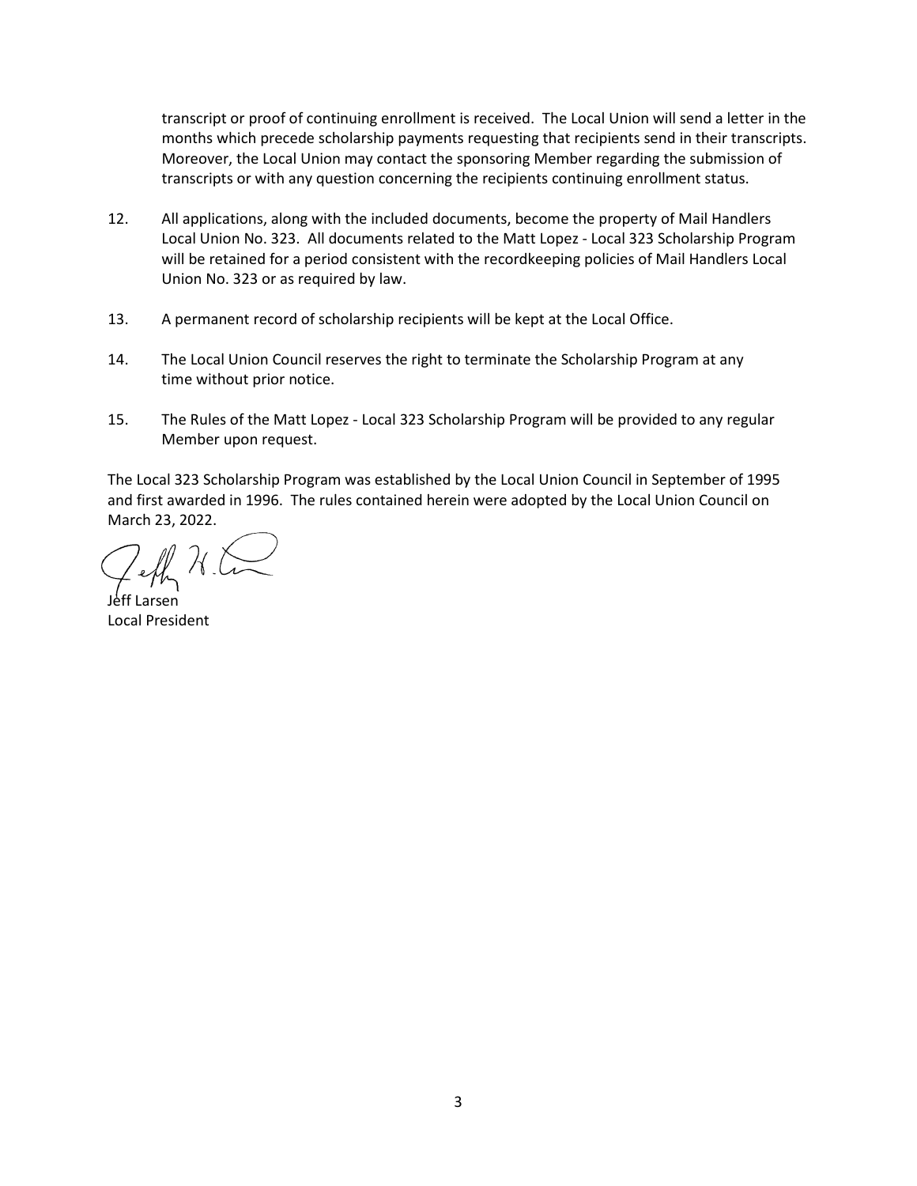transcript or proof of continuing enrollment is received. The Local Union will send a letter in the months which precede scholarship payments requesting that recipients send in their transcripts. Moreover, the Local Union may contact the sponsoring Member regarding the submission of transcripts or with any question concerning the recipients continuing enrollment status.

12. All applications, along with the included documents, become the property of Mail Handlers Local Union No. 323. All documents related to the Matt Lopez - Local 323 Scholarship Program will be retained for a period consistent with the recordkeeping policies of Mail Handlers Local Union No. 323 or as required by law.

13. A permanent record of scholarship recipients will be kept at the Local Office.

14. The Local Union Council reserves the right to terminate the Scholarship Program at any time without prior notice.

15. The Rules of the Matt Lopez - Local 323 Scholarship Program will be provided to any regular Member upon request.

The Local 323 Scholarship Program was established by the Local Union Council in September of 1995 and first awarded in 1996. The rules contained herein were adopted by the Local Union Council on March 23, 2022.

Jeff Larsen
Local President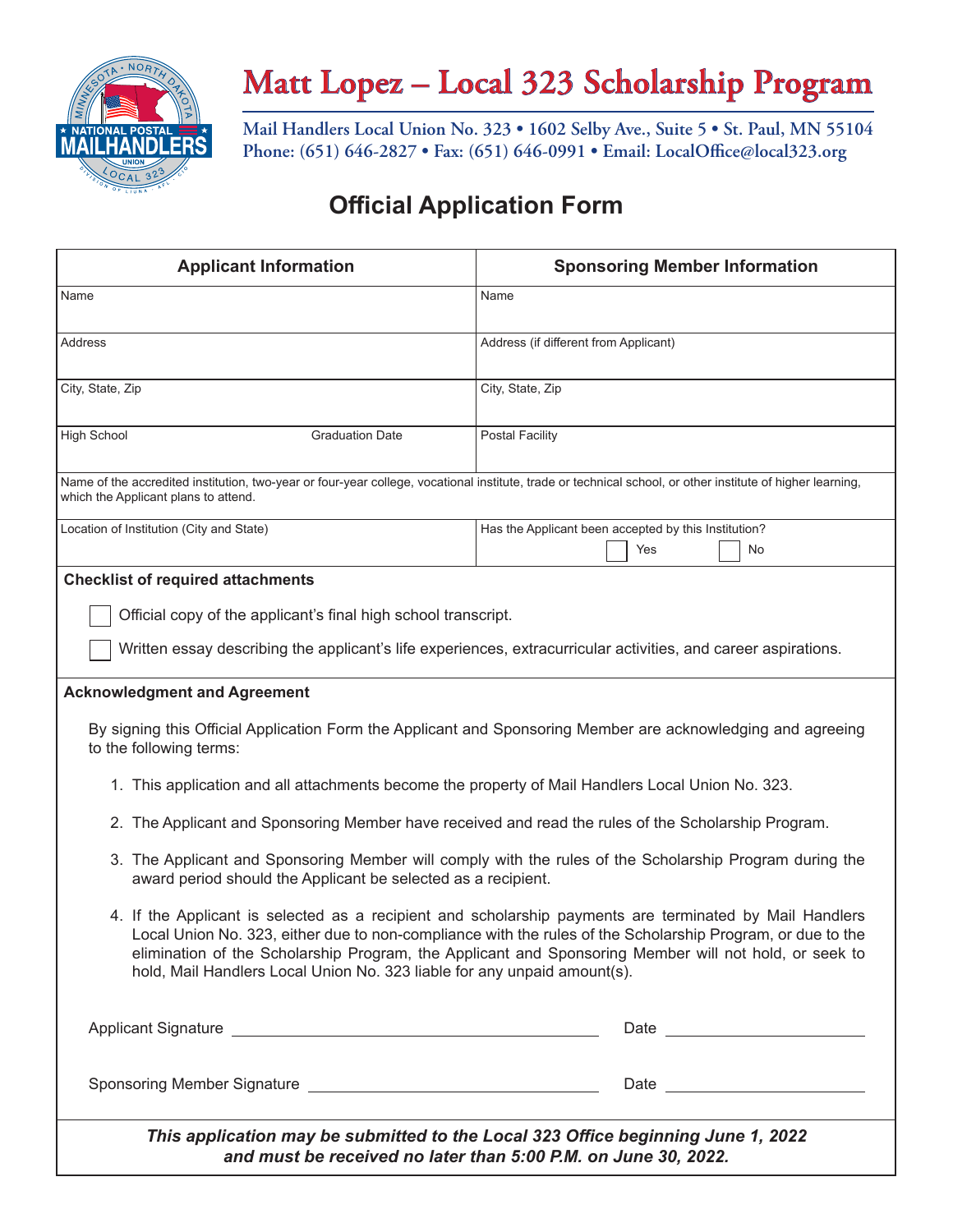# Matt Lopez – Local 323 Scholarship Program

**Mail Handlers Local Union No. 323 • 1602 Selby Ave., Suite 5 • St. Paul, MN 55104**
**Phone: (651) 646-2827 • Fax: (651) 646-0991 • Email: LocalOffice@local323.org**

## Official Application Form

| Applicant Information | | Sponsoring Member Information |
|---|---|---|
| Name | | Name |
| Address | | Address (if different from Applicant) |
| City, State, Zip | | City, State, Zip |
| High School | Graduation Date | Postal Facility |

Name of the accredited institution, two-year or four-year college, vocational institute, trade or technical school, or other institute of higher learning, which the Applicant plans to attend.

| | |
|---|---|
| Location of Institution (City and State) | Has the Applicant been accepted by this Institution? ☐ Yes ☐ No |

**Checklist of required attachments**

☐ Official copy of the applicant's final high school transcript.

☐ Written essay describing the applicant's life experiences, extracurricular activities, and career aspirations.

**Acknowledgment and Agreement**

By signing this Official Application Form the Applicant and Sponsoring Member are acknowledging and agreeing to the following terms:

1. This application and all attachments become the property of Mail Handlers Local Union No. 323.
2. The Applicant and Sponsoring Member have received and read the rules of the Scholarship Program.
3. The Applicant and Sponsoring Member will comply with the rules of the Scholarship Program during the award period should the Applicant be selected as a recipient.
4. If the Applicant is selected as a recipient and scholarship payments are terminated by Mail Handlers Local Union No. 323, either due to non-compliance with the rules of the Scholarship Program, or due to the elimination of the Scholarship Program, the Applicant and Sponsoring Member will not hold, or seek to hold, Mail Handlers Local Union No. 323 liable for any unpaid amount(s).

Applicant Signature ______________________________ Date ________________

Sponsoring Member Signature ______________________________ Date ________________

***This application may be submitted to the Local 323 Office beginning June 1, 2022 and must be received no later than 5:00 P.M. on June 30, 2022.***